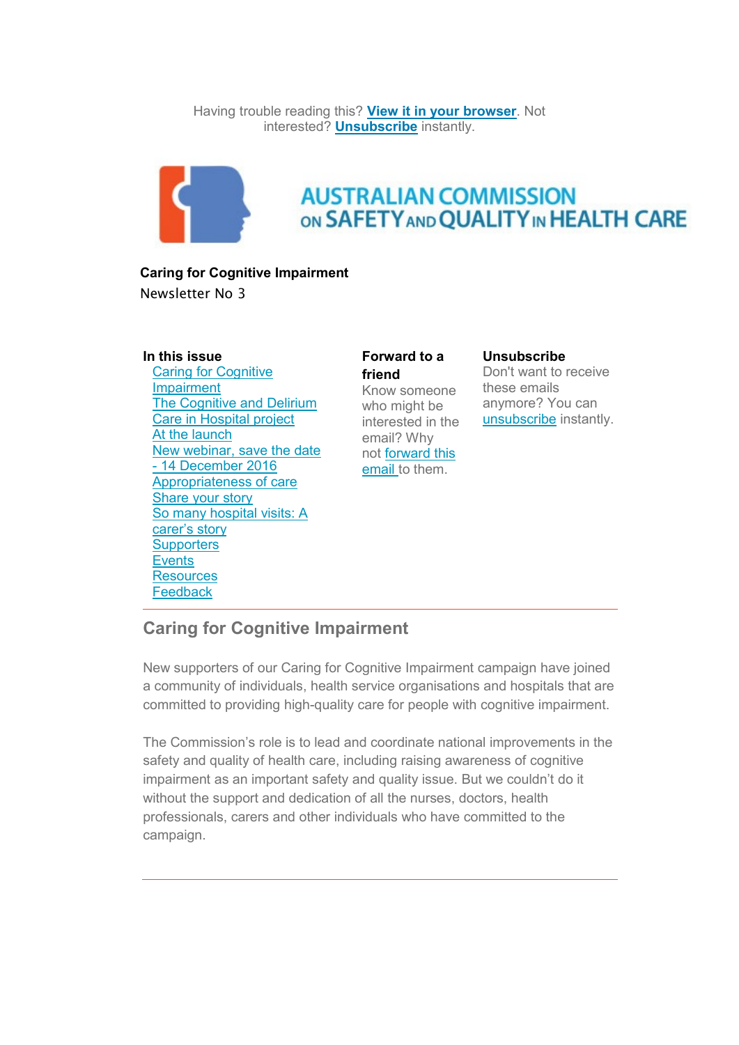Having trouble reading this? **View it in your browser**. Not interested? **Unsubscribe** instantly.

AUSTRALIAN COMMISSION ON SAFETY AND QUALITY IN HEALTH CARE

**Caring for Cognitive Impairment**

Newsletter No 3

**In this issue**

- Caring for Cognitive Impairment
- The Cognitive and Delirium Care in Hospital project
- At the launch
- New webinar, save the date - 14 December 2016
- Appropriateness of care
- Share your story
- So many hospital visits: A carer's story
- Supporters
- Events
- Resources
- Feedback

**Forward to a friend**

Know someone who might be interested in the email? Why not forward this email to them.

**Unsubscribe**

Don't want to receive these emails anymore? You can unsubscribe instantly.

---

## Caring for Cognitive Impairment

New supporters of our Caring for Cognitive Impairment campaign have joined a community of individuals, health service organisations and hospitals that are committed to providing high-quality care for people with cognitive impairment.

The Commission's role is to lead and coordinate national improvements in the safety and quality of health care, including raising awareness of cognitive impairment as an important safety and quality issue. But we couldn't do it without the support and dedication of all the nurses, doctors, health professionals, carers and other individuals who have committed to the campaign.

---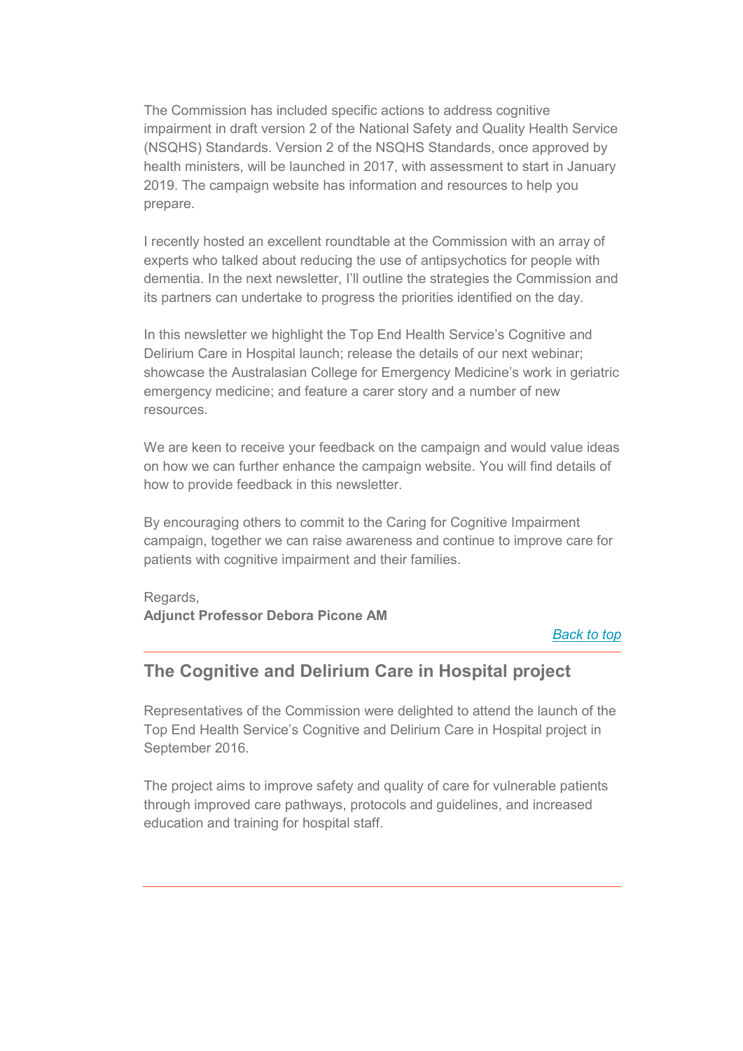The Commission has included specific actions to address cognitive impairment in draft version 2 of the National Safety and Quality Health Service (NSQHS) Standards. Version 2 of the NSQHS Standards, once approved by health ministers, will be launched in 2017, with assessment to start in January 2019. The campaign website has information and resources to help you prepare.

I recently hosted an excellent roundtable at the Commission with an array of experts who talked about reducing the use of antipsychotics for people with dementia. In the next newsletter, I'll outline the strategies the Commission and its partners can undertake to progress the priorities identified on the day.

In this newsletter we highlight the Top End Health Service's Cognitive and Delirium Care in Hospital launch; release the details of our next webinar; showcase the Australasian College for Emergency Medicine's work in geriatric emergency medicine; and feature a carer story and a number of new resources.

We are keen to receive your feedback on the campaign and would value ideas on how we can further enhance the campaign website. You will find details of how to provide feedback in this newsletter.

By encouraging others to commit to the Caring for Cognitive Impairment campaign, together we can raise awareness and continue to improve care for patients with cognitive impairment and their families.

Regards,
**Adjunct Professor Debora Picone AM**

*Back to top*

---

## The Cognitive and Delirium Care in Hospital project

Representatives of the Commission were delighted to attend the launch of the Top End Health Service's Cognitive and Delirium Care in Hospital project in September 2016.

The project aims to improve safety and quality of care for vulnerable patients through improved care pathways, protocols and guidelines, and increased education and training for hospital staff.

---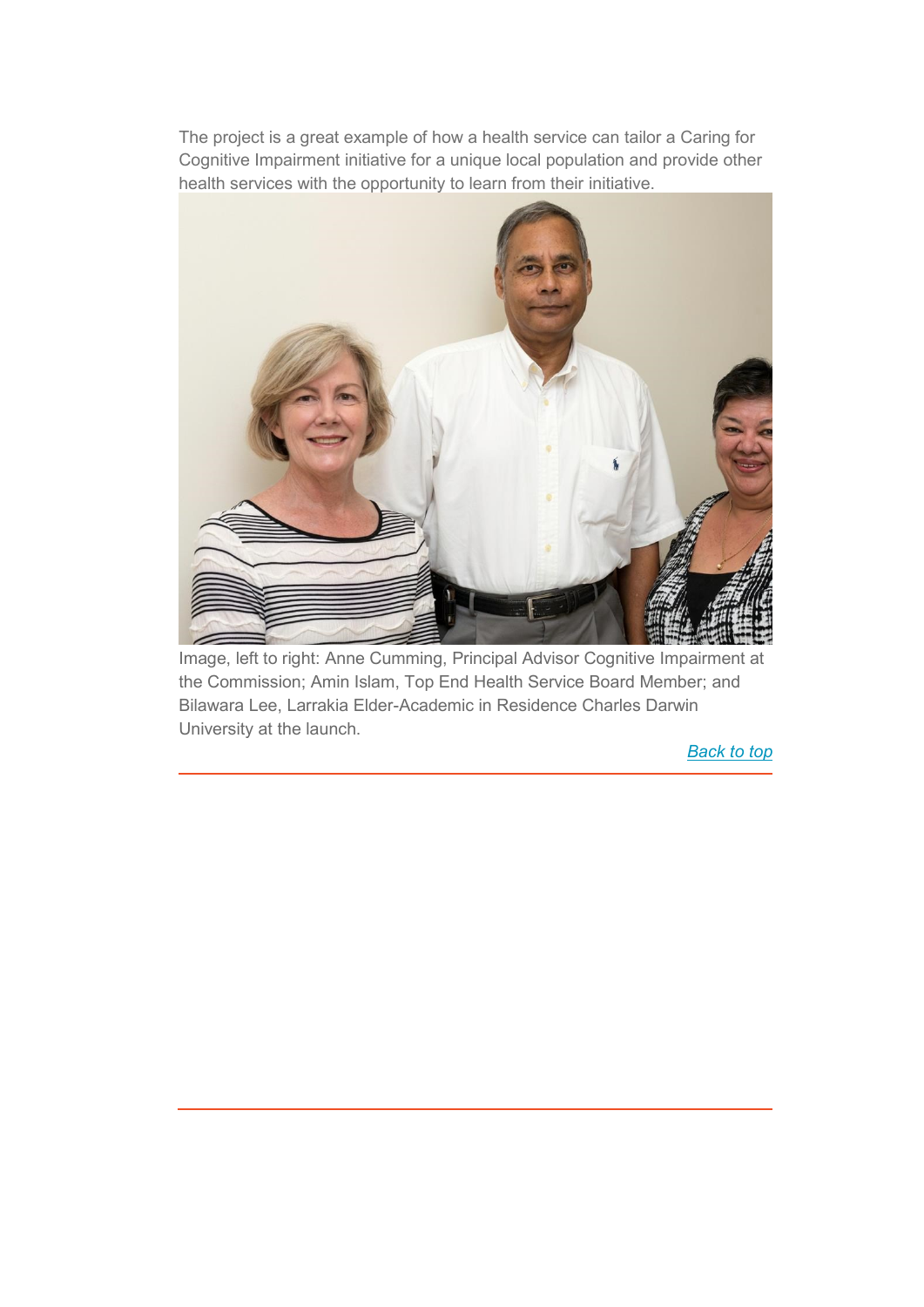The project is a great example of how a health service can tailor a Caring for Cognitive Impairment initiative for a unique local population and provide other health services with the opportunity to learn from their initiative.

Image, left to right: Anne Cumming, Principal Advisor Cognitive Impairment at the Commission; Amin Islam, Top End Health Service Board Member; and Bilawara Lee, Larrakia Elder-Academic in Residence Charles Darwin University at the launch.

*Back to top*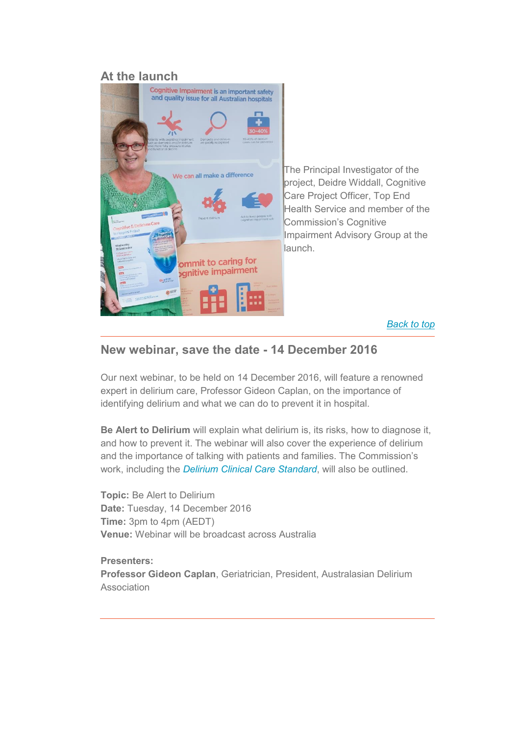## At the launch

The Principal Investigator of the project, Deidre Widdall, Cognitive Care Project Officer, Top End Health Service and member of the Commission's Cognitive Impairment Advisory Group at the launch.

*Back to top*

## New webinar, save the date - 14 December 2016

Our next webinar, to be held on 14 December 2016, will feature a renowned expert in delirium care, Professor Gideon Caplan, on the importance of identifying delirium and what we can do to prevent it in hospital.

**Be Alert to Delirium** will explain what delirium is, its risks, how to diagnose it, and how to prevent it. The webinar will also cover the experience of delirium and the importance of talking with patients and families. The Commission's work, including the *Delirium Clinical Care Standard*, will also be outlined.

**Topic:** Be Alert to Delirium
**Date:** Tuesday, 14 December 2016
**Time:** 3pm to 4pm (AEDT)
**Venue:** Webinar will be broadcast across Australia

**Presenters:**
**Professor Gideon Caplan**, Geriatrician, President, Australasian Delirium Association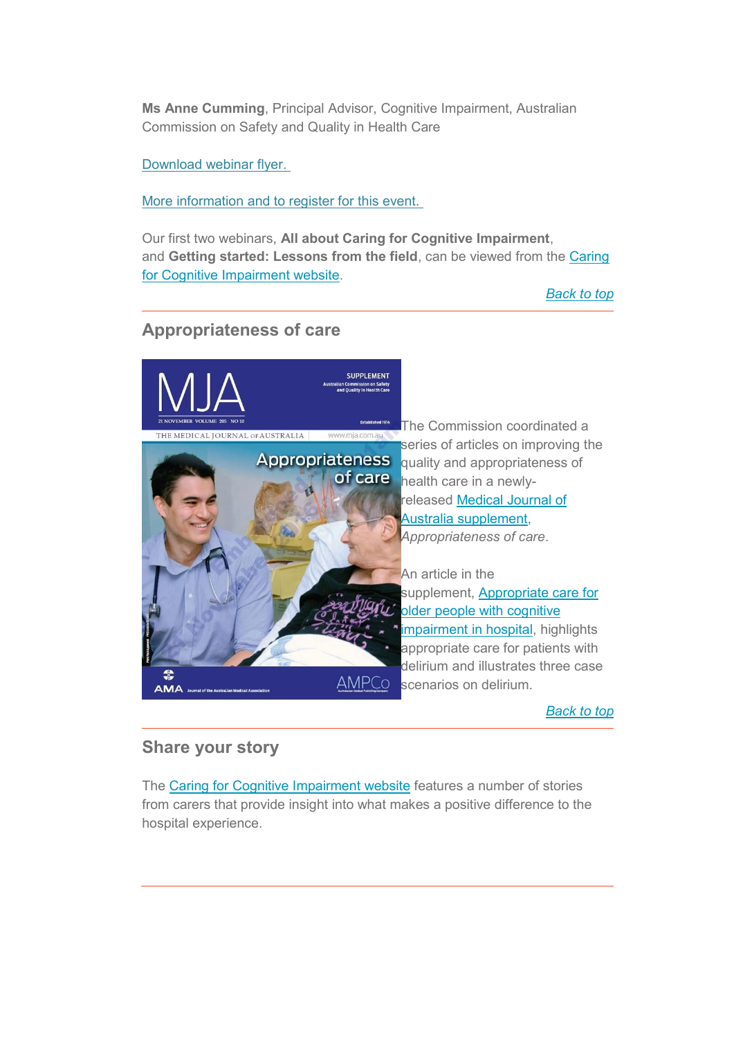**Ms Anne Cumming**, Principal Advisor, Cognitive Impairment, Australian Commission on Safety and Quality in Health Care

Download webinar flyer.

More information and to register for this event.

Our first two webinars, **All about Caring for Cognitive Impairment**, and **Getting started: Lessons from the field**, can be viewed from the Caring for Cognitive Impairment website.

*Back to top*

## Appropriateness of care

The Commission coordinated a series of articles on improving the quality and appropriateness of health care in a newly-released Medical Journal of Australia supplement, *Appropriateness of care*.

An article in the supplement, Appropriate care for older people with cognitive impairment in hospital, highlights appropriate care for patients with delirium and illustrates three case scenarios on delirium.

*Back to top*

## Share your story

The Caring for Cognitive Impairment website features a number of stories from carers that provide insight into what makes a positive difference to the hospital experience.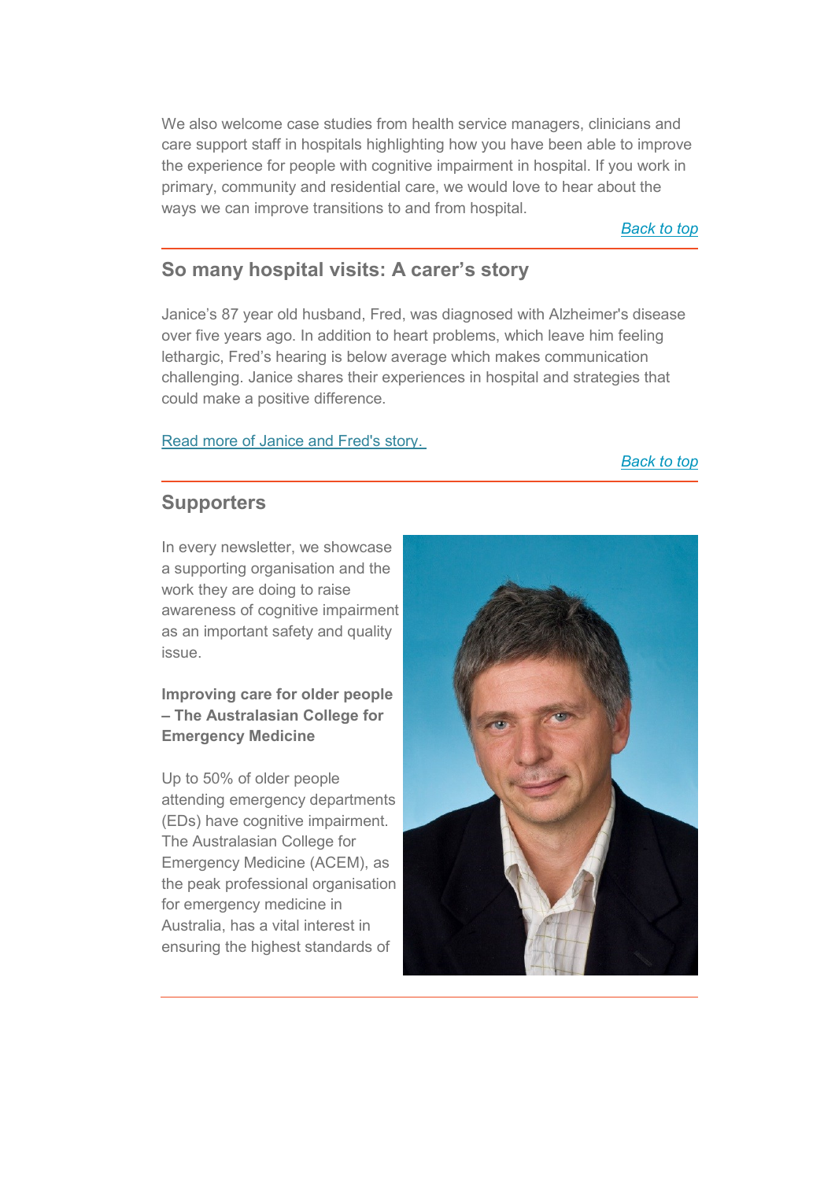We also welcome case studies from health service managers, clinicians and care support staff in hospitals highlighting how you have been able to improve the experience for people with cognitive impairment in hospital. If you work in primary, community and residential care, we would love to hear about the ways we can improve transitions to and from hospital.

*Back to top*

## So many hospital visits: A carer's story

Janice's 87 year old husband, Fred, was diagnosed with Alzheimer's disease over five years ago. In addition to heart problems, which leave him feeling lethargic, Fred's hearing is below average which makes communication challenging. Janice shares their experiences in hospital and strategies that could make a positive difference.

Read more of Janice and Fred's story.

*Back to top*

## Supporters

In every newsletter, we showcase a supporting organisation and the work they are doing to raise awareness of cognitive impairment as an important safety and quality issue.

**Improving care for older people – The Australasian College for Emergency Medicine**

Up to 50% of older people attending emergency departments (EDs) have cognitive impairment. The Australasian College for Emergency Medicine (ACEM), as the peak professional organisation for emergency medicine in Australia, has a vital interest in ensuring the highest standards of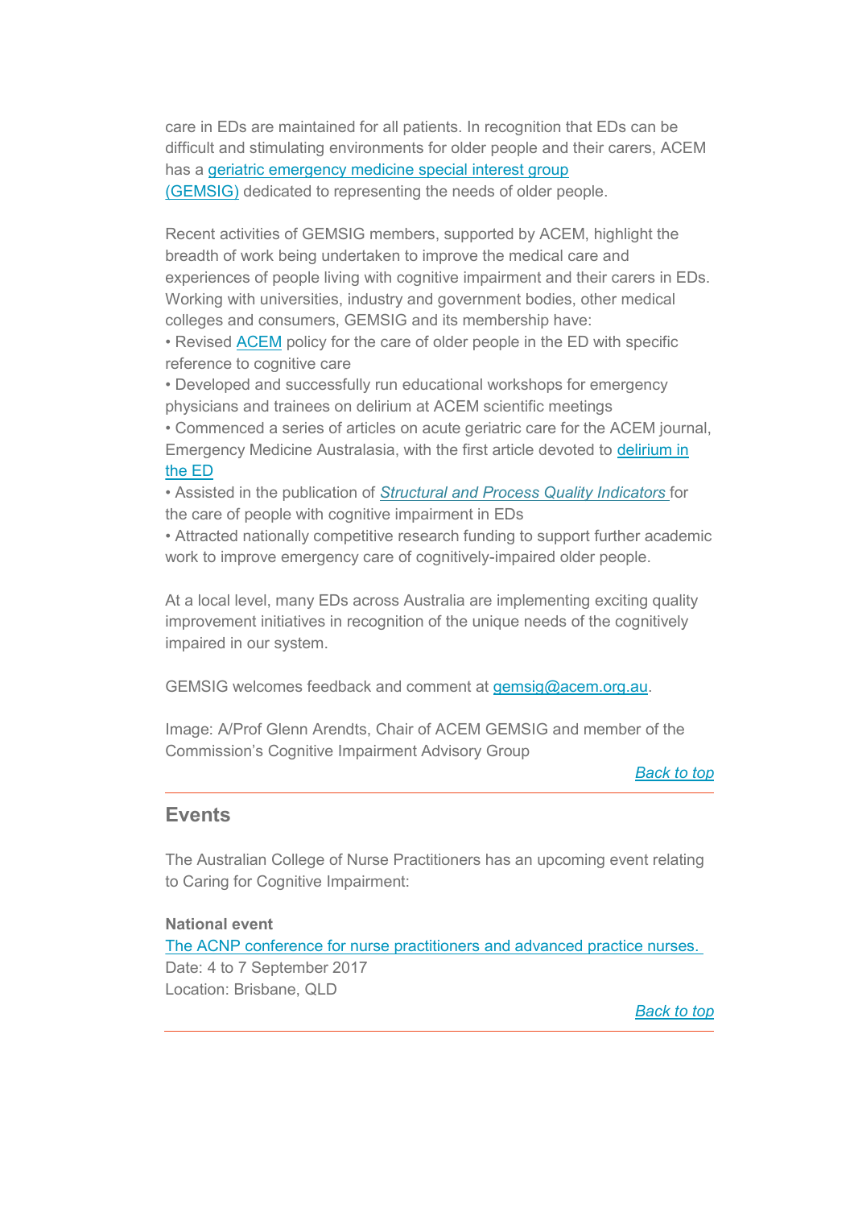care in EDs are maintained for all patients. In recognition that EDs can be difficult and stimulating environments for older people and their carers, ACEM has a geriatric emergency medicine special interest group (GEMSIG) dedicated to representing the needs of older people.

Recent activities of GEMSIG members, supported by ACEM, highlight the breadth of work being undertaken to improve the medical care and experiences of people living with cognitive impairment and their carers in EDs. Working with universities, industry and government bodies, other medical colleges and consumers, GEMSIG and its membership have:

- Revised ACEM policy for the care of older people in the ED with specific reference to cognitive care
- Developed and successfully run educational workshops for emergency physicians and trainees on delirium at ACEM scientific meetings
- Commenced a series of articles on acute geriatric care for the ACEM journal, Emergency Medicine Australasia, with the first article devoted to delirium in the ED
- Assisted in the publication of *Structural and Process Quality Indicators* for the care of people with cognitive impairment in EDs
- Attracted nationally competitive research funding to support further academic work to improve emergency care of cognitively-impaired older people.

At a local level, many EDs across Australia are implementing exciting quality improvement initiatives in recognition of the unique needs of the cognitively impaired in our system.

GEMSIG welcomes feedback and comment at gemsig@acem.org.au.

Image: A/Prof Glenn Arendts, Chair of ACEM GEMSIG and member of the Commission's Cognitive Impairment Advisory Group

*Back to top*

## Events

The Australian College of Nurse Practitioners has an upcoming event relating to Caring for Cognitive Impairment:

**National event**
The ACNP conference for nurse practitioners and advanced practice nurses.
Date: 4 to 7 September 2017
Location: Brisbane, QLD

*Back to top*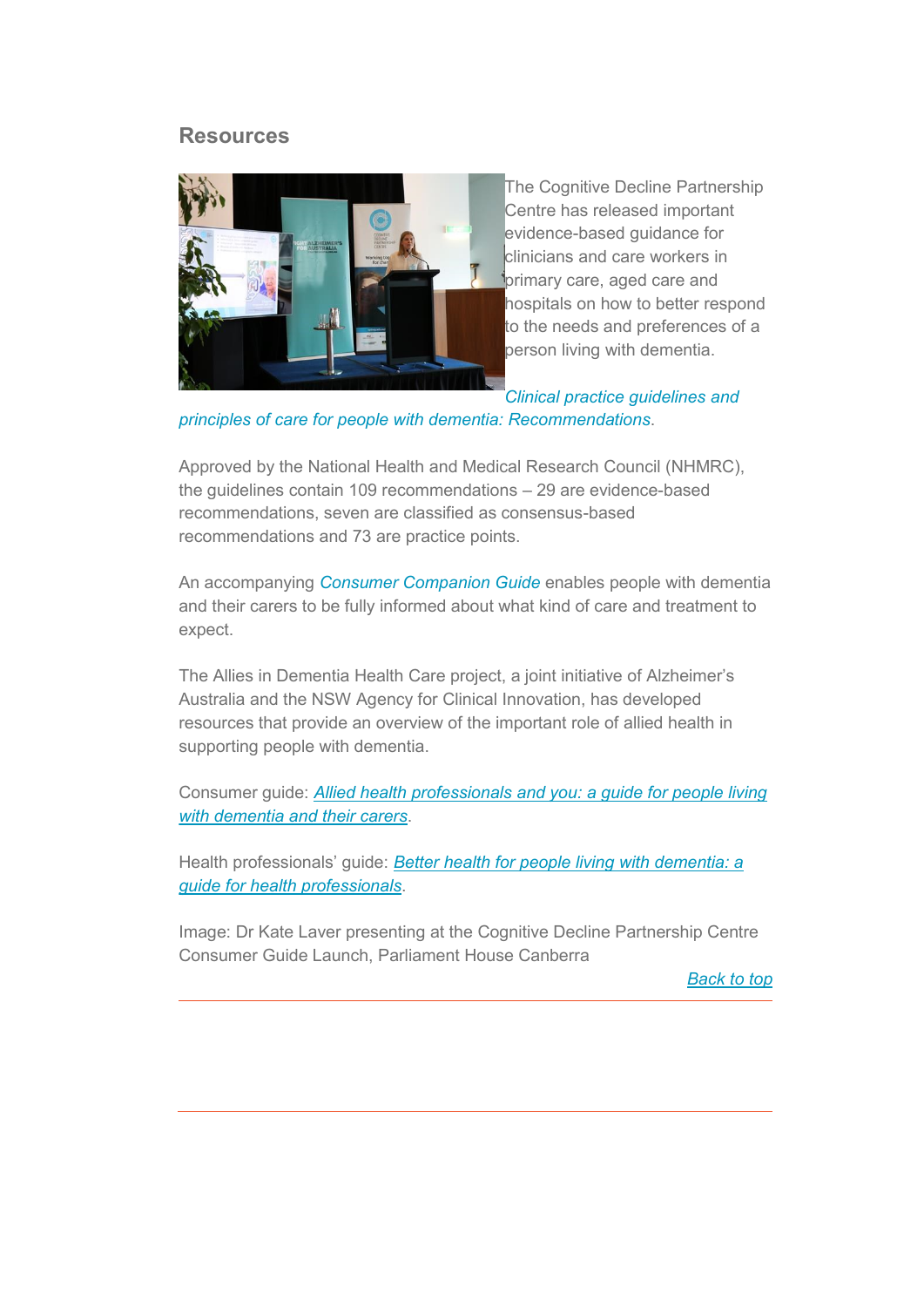## Resources

The Cognitive Decline Partnership Centre has released important evidence-based guidance for clinicians and care workers in primary care, aged care and hospitals on how to better respond to the needs and preferences of a person living with dementia.

*Clinical practice guidelines and principles of care for people with dementia: Recommendations*.

Approved by the National Health and Medical Research Council (NHMRC), the guidelines contain 109 recommendations – 29 are evidence-based recommendations, seven are classified as consensus-based recommendations and 73 are practice points.

An accompanying *Consumer Companion Guide* enables people with dementia and their carers to be fully informed about what kind of care and treatment to expect.

The Allies in Dementia Health Care project, a joint initiative of Alzheimer's Australia and the NSW Agency for Clinical Innovation, has developed resources that provide an overview of the important role of allied health in supporting people with dementia.

Consumer guide: *Allied health professionals and you: a guide for people living with dementia and their carers*.

Health professionals' guide: *Better health for people living with dementia: a guide for health professionals*.

Image: Dr Kate Laver presenting at the Cognitive Decline Partnership Centre Consumer Guide Launch, Parliament House Canberra

Back to top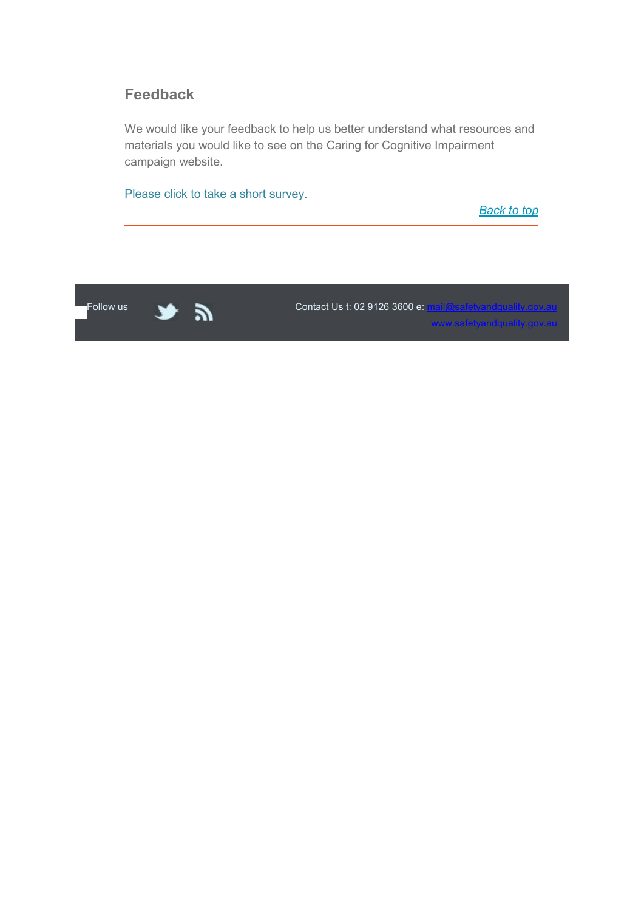## Feedback

We would like your feedback to help us better understand what resources and materials you would like to see on the Caring for Cognitive Impairment campaign website.

Please click to take a short survey.

*Back to top*

---

Follow us

Contact Us t: 02 9126 3600 e: mail@safetyandquality.gov.au
www.safetyandquality.gov.au